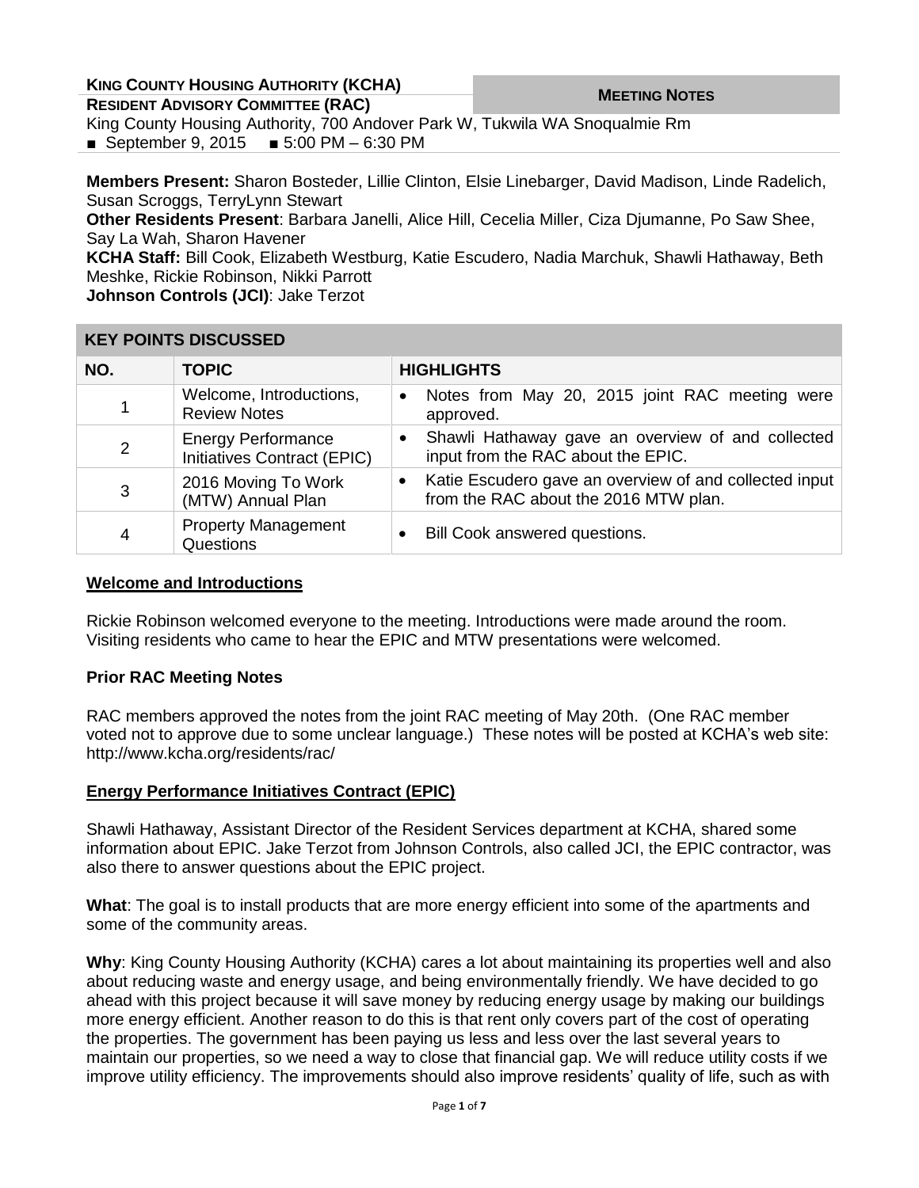**KING COUNTY HOUSING AUTHORITY (KCHA)**
**RESIDENT ADVISORY COMMITTEE (RAC)**

**MEETING NOTES**

King County Housing Authority, 700 Andover Park W, Tukwila WA Snoqualmie Rm
■ September 9, 2015 ■ 5:00 PM – 6:30 PM

**Members Present:** Sharon Bosteder, Lillie Clinton, Elsie Linebarger, David Madison, Linde Radelich, Susan Scroggs, TerryLynn Stewart
**Other Residents Present**: Barbara Janelli, Alice Hill, Cecelia Miller, Ciza Djumanne, Po Saw Shee, Say La Wah, Sharon Havener
**KCHA Staff:** Bill Cook, Elizabeth Westburg, Katie Escudero, Nadia Marchuk, Shawli Hathaway, Beth Meshke, Rickie Robinson, Nikki Parrott
**Johnson Controls (JCI)**: Jake Terzot

## KEY POINTS DISCUSSED

| NO. | TOPIC | HIGHLIGHTS |
|---|---|---|
| 1 | Welcome, Introductions, Review Notes | • Notes from May 20, 2015 joint RAC meeting were approved. |
| 2 | Energy Performance Initiatives Contract (EPIC) | • Shawli Hathaway gave an overview of and collected input from the RAC about the EPIC. |
| 3 | 2016 Moving To Work (MTW) Annual Plan | • Katie Escudero gave an overview of and collected input from the RAC about the 2016 MTW plan. |
| 4 | Property Management Questions | • Bill Cook answered questions. |

### Welcome and Introductions

Rickie Robinson welcomed everyone to the meeting. Introductions were made around the room. Visiting residents who came to hear the EPIC and MTW presentations were welcomed.

### Prior RAC Meeting Notes

RAC members approved the notes from the joint RAC meeting of May 20th. (One RAC member voted not to approve due to some unclear language.) These notes will be posted at KCHA's web site: http://www.kcha.org/residents/rac/

### Energy Performance Initiatives Contract (EPIC)

Shawli Hathaway, Assistant Director of the Resident Services department at KCHA, shared some information about EPIC. Jake Terzot from Johnson Controls, also called JCI, the EPIC contractor, was also there to answer questions about the EPIC project.

**What**: The goal is to install products that are more energy efficient into some of the apartments and some of the community areas.

**Why**: King County Housing Authority (KCHA) cares a lot about maintaining its properties well and also about reducing waste and energy usage, and being environmentally friendly. We have decided to go ahead with this project because it will save money by reducing energy usage by making our buildings more energy efficient. Another reason to do this is that rent only covers part of the cost of operating the properties. The government has been paying us less and less over the last several years to maintain our properties, so we need a way to close that financial gap. We will reduce utility costs if we improve utility efficiency. The improvements should also improve residents' quality of life, such as with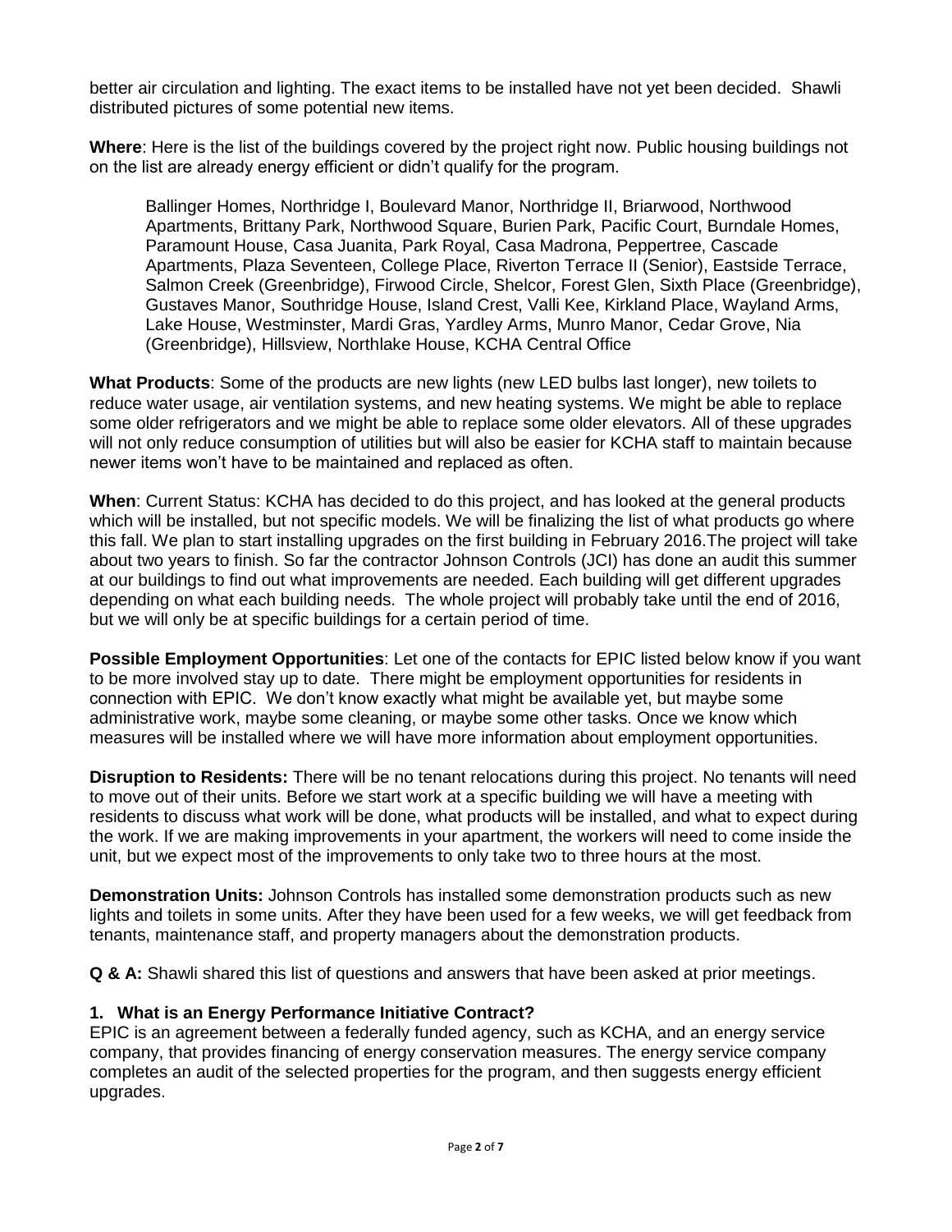better air circulation and lighting. The exact items to be installed have not yet been decided. Shawli distributed pictures of some potential new items.

**Where**: Here is the list of the buildings covered by the project right now. Public housing buildings not on the list are already energy efficient or didn't qualify for the program.

> Ballinger Homes, Northridge I, Boulevard Manor, Northridge II, Briarwood, Northwood Apartments, Brittany Park, Northwood Square, Burien Park, Pacific Court, Burndale Homes, Paramount House, Casa Juanita, Park Royal, Casa Madrona, Peppertree, Cascade Apartments, Plaza Seventeen, College Place, Riverton Terrace II (Senior), Eastside Terrace, Salmon Creek (Greenbridge), Firwood Circle, Shelcor, Forest Glen, Sixth Place (Greenbridge), Gustaves Manor, Southridge House, Island Crest, Valli Kee, Kirkland Place, Wayland Arms, Lake House, Westminster, Mardi Gras, Yardley Arms, Munro Manor, Cedar Grove, Nia (Greenbridge), Hillsview, Northlake House, KCHA Central Office

**What Products**: Some of the products are new lights (new LED bulbs last longer), new toilets to reduce water usage, air ventilation systems, and new heating systems. We might be able to replace some older refrigerators and we might be able to replace some older elevators. All of these upgrades will not only reduce consumption of utilities but will also be easier for KCHA staff to maintain because newer items won't have to be maintained and replaced as often.

**When**: Current Status: KCHA has decided to do this project, and has looked at the general products which will be installed, but not specific models. We will be finalizing the list of what products go where this fall. We plan to start installing upgrades on the first building in February 2016.The project will take about two years to finish. So far the contractor Johnson Controls (JCI) has done an audit this summer at our buildings to find out what improvements are needed. Each building will get different upgrades depending on what each building needs. The whole project will probably take until the end of 2016, but we will only be at specific buildings for a certain period of time.

**Possible Employment Opportunities**: Let one of the contacts for EPIC listed below know if you want to be more involved stay up to date. There might be employment opportunities for residents in connection with EPIC. We don't know exactly what might be available yet, but maybe some administrative work, maybe some cleaning, or maybe some other tasks. Once we know which measures will be installed where we will have more information about employment opportunities.

**Disruption to Residents:** There will be no tenant relocations during this project. No tenants will need to move out of their units. Before we start work at a specific building we will have a meeting with residents to discuss what work will be done, what products will be installed, and what to expect during the work. If we are making improvements in your apartment, the workers will need to come inside the unit, but we expect most of the improvements to only take two to three hours at the most.

**Demonstration Units:** Johnson Controls has installed some demonstration products such as new lights and toilets in some units. After they have been used for a few weeks, we will get feedback from tenants, maintenance staff, and property managers about the demonstration products.

**Q & A:** Shawli shared this list of questions and answers that have been asked at prior meetings.

**1. What is an Energy Performance Initiative Contract?**

EPIC is an agreement between a federally funded agency, such as KCHA, and an energy service company, that provides financing of energy conservation measures. The energy service company completes an audit of the selected properties for the program, and then suggests energy efficient upgrades.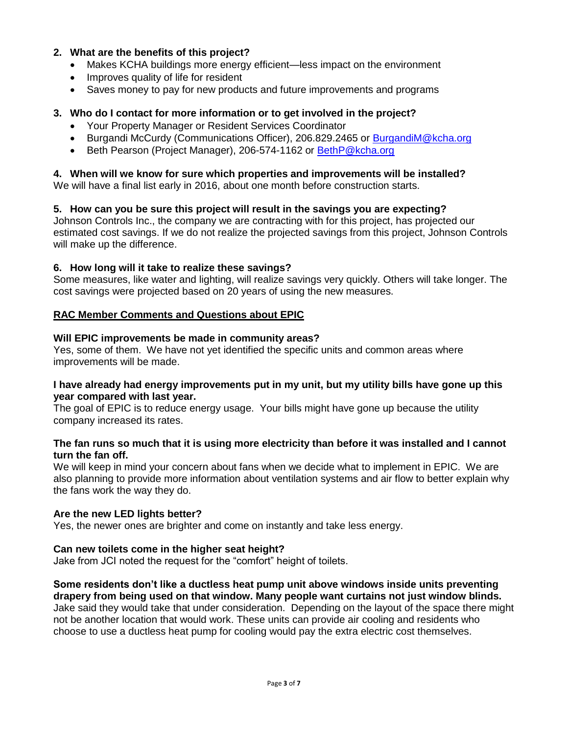**2. What are the benefits of this project?**

- Makes KCHA buildings more energy efficient—less impact on the environment
- Improves quality of life for resident
- Saves money to pay for new products and future improvements and programs

**3. Who do I contact for more information or to get involved in the project?**

- Your Property Manager or Resident Services Coordinator
- Burgandi McCurdy (Communications Officer), 206.829.2465 or BurgandiM@kcha.org
- Beth Pearson (Project Manager), 206-574-1162 or BethP@kcha.org

**4. When will we know for sure which properties and improvements will be installed?**

We will have a final list early in 2016, about one month before construction starts.

**5. How can you be sure this project will result in the savings you are expecting?**

Johnson Controls Inc., the company we are contracting with for this project, has projected our estimated cost savings. If we do not realize the projected savings from this project, Johnson Controls will make up the difference.

**6. How long will it take to realize these savings?**

Some measures, like water and lighting, will realize savings very quickly. Others will take longer. The cost savings were projected based on 20 years of using the new measures.

**<u>RAC Member Comments and Questions about EPIC</u>**

**Will EPIC improvements be made in community areas?**

Yes, some of them. We have not yet identified the specific units and common areas where improvements will be made.

**I have already had energy improvements put in my unit, but my utility bills have gone up this year compared with last year.**

The goal of EPIC is to reduce energy usage. Your bills might have gone up because the utility company increased its rates.

**The fan runs so much that it is using more electricity than before it was installed and I cannot turn the fan off.**

We will keep in mind your concern about fans when we decide what to implement in EPIC. We are also planning to provide more information about ventilation systems and air flow to better explain why the fans work the way they do.

**Are the new LED lights better?**

Yes, the newer ones are brighter and come on instantly and take less energy.

**Can new toilets come in the higher seat height?**

Jake from JCI noted the request for the "comfort" height of toilets.

**Some residents don't like a ductless heat pump unit above windows inside units preventing drapery from being used on that window. Many people want curtains not just window blinds.**

Jake said they would take that under consideration. Depending on the layout of the space there might not be another location that would work. These units can provide air cooling and residents who choose to use a ductless heat pump for cooling would pay the extra electric cost themselves.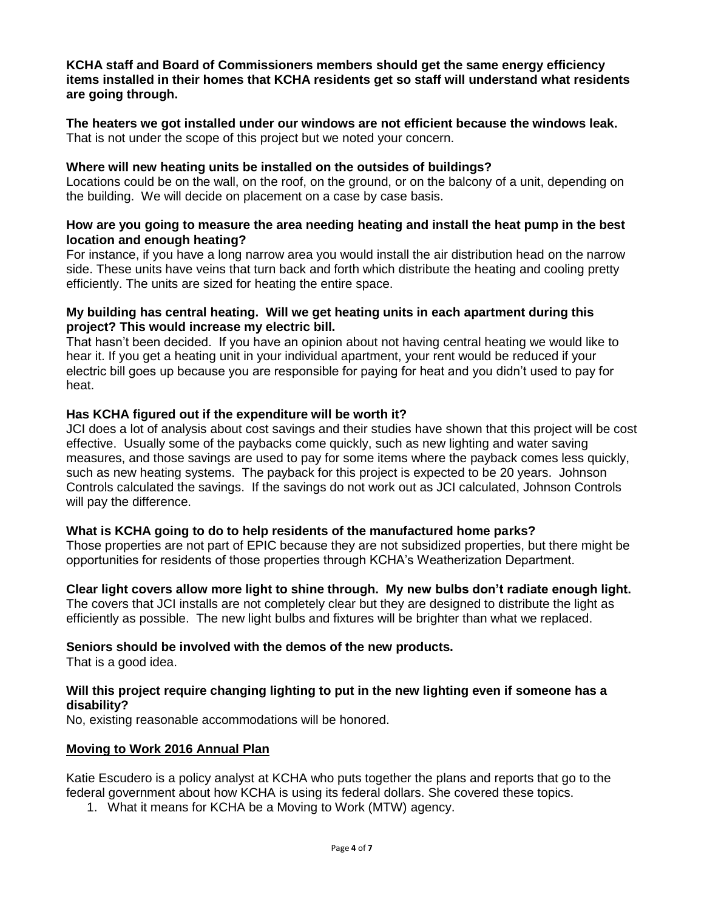**KCHA staff and Board of Commissioners members should get the same energy efficiency items installed in their homes that KCHA residents get so staff will understand what residents are going through.**

**The heaters we got installed under our windows are not efficient because the windows leak.**
That is not under the scope of this project but we noted your concern.

**Where will new heating units be installed on the outsides of buildings?**
Locations could be on the wall, on the roof, on the ground, or on the balcony of a unit, depending on the building. We will decide on placement on a case by case basis.

**How are you going to measure the area needing heating and install the heat pump in the best location and enough heating?**
For instance, if you have a long narrow area you would install the air distribution head on the narrow side. These units have veins that turn back and forth which distribute the heating and cooling pretty efficiently. The units are sized for heating the entire space.

**My building has central heating. Will we get heating units in each apartment during this project? This would increase my electric bill.**
That hasn't been decided. If you have an opinion about not having central heating we would like to hear it. If you get a heating unit in your individual apartment, your rent would be reduced if your electric bill goes up because you are responsible for paying for heat and you didn't used to pay for heat.

**Has KCHA figured out if the expenditure will be worth it?**
JCI does a lot of analysis about cost savings and their studies have shown that this project will be cost effective. Usually some of the paybacks come quickly, such as new lighting and water saving measures, and those savings are used to pay for some items where the payback comes less quickly, such as new heating systems. The payback for this project is expected to be 20 years. Johnson Controls calculated the savings. If the savings do not work out as JCI calculated, Johnson Controls will pay the difference.

**What is KCHA going to do to help residents of the manufactured home parks?**
Those properties are not part of EPIC because they are not subsidized properties, but there might be opportunities for residents of those properties through KCHA's Weatherization Department.

**Clear light covers allow more light to shine through. My new bulbs don't radiate enough light.**
The covers that JCI installs are not completely clear but they are designed to distribute the light as efficiently as possible. The new light bulbs and fixtures will be brighter than what we replaced.

**Seniors should be involved with the demos of the new products.**
That is a good idea.

**Will this project require changing lighting to put in the new lighting even if someone has a disability?**
No, existing reasonable accommodations will be honored.

## Moving to Work 2016 Annual Plan

Katie Escudero is a policy analyst at KCHA who puts together the plans and reports that go to the federal government about how KCHA is using its federal dollars. She covered these topics.

1. What it means for KCHA be a Moving to Work (MTW) agency.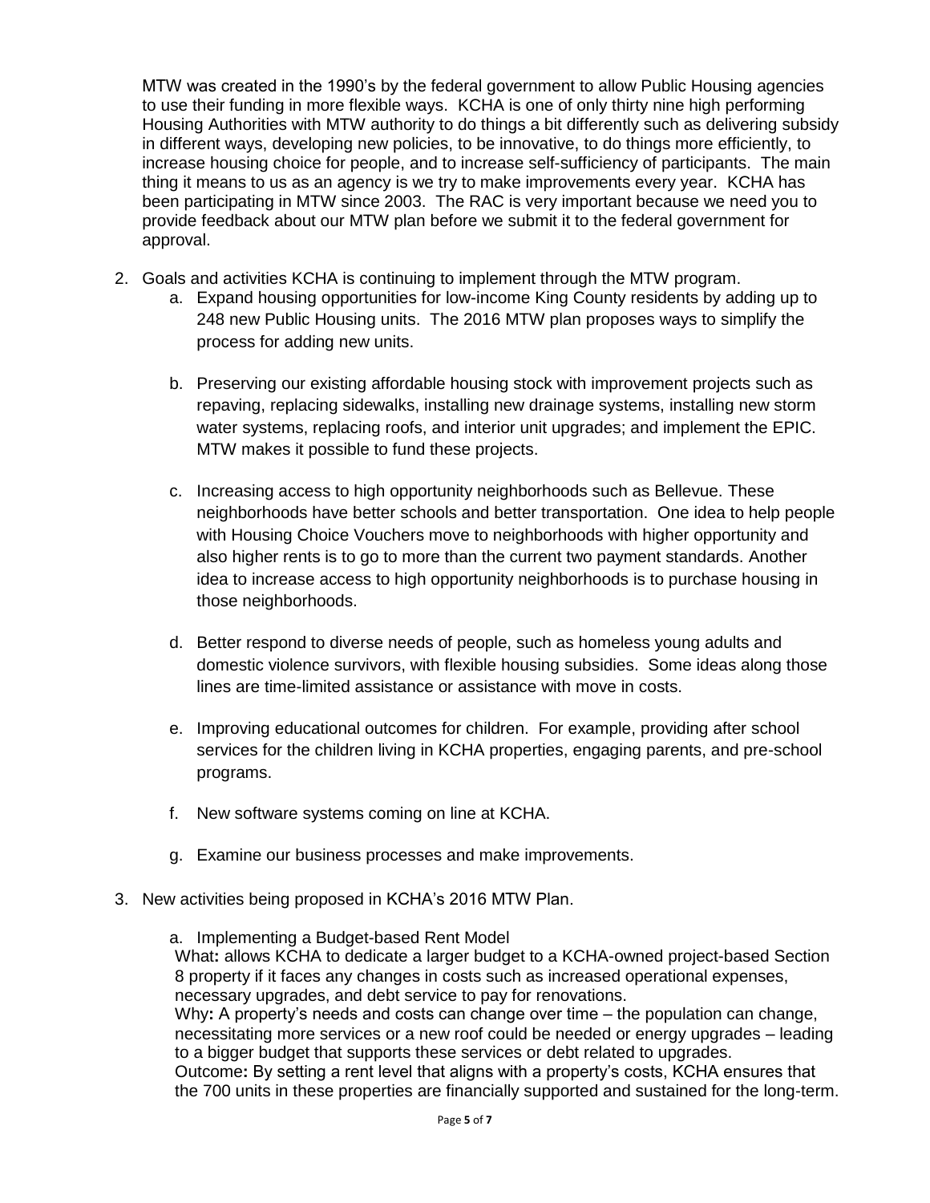MTW was created in the 1990's by the federal government to allow Public Housing agencies to use their funding in more flexible ways. KCHA is one of only thirty nine high performing Housing Authorities with MTW authority to do things a bit differently such as delivering subsidy in different ways, developing new policies, to be innovative, to do things more efficiently, to increase housing choice for people, and to increase self-sufficiency of participants. The main thing it means to us as an agency is we try to make improvements every year. KCHA has been participating in MTW since 2003. The RAC is very important because we need you to provide feedback about our MTW plan before we submit it to the federal government for approval.

2. Goals and activities KCHA is continuing to implement through the MTW program.
   a. Expand housing opportunities for low-income King County residents by adding up to 248 new Public Housing units. The 2016 MTW plan proposes ways to simplify the process for adding new units.

   b. Preserving our existing affordable housing stock with improvement projects such as repaving, replacing sidewalks, installing new drainage systems, installing new storm water systems, replacing roofs, and interior unit upgrades; and implement the EPIC. MTW makes it possible to fund these projects.

   c. Increasing access to high opportunity neighborhoods such as Bellevue. These neighborhoods have better schools and better transportation. One idea to help people with Housing Choice Vouchers move to neighborhoods with higher opportunity and also higher rents is to go to more than the current two payment standards. Another idea to increase access to high opportunity neighborhoods is to purchase housing in those neighborhoods.

   d. Better respond to diverse needs of people, such as homeless young adults and domestic violence survivors, with flexible housing subsidies. Some ideas along those lines are time-limited assistance or assistance with move in costs.

   e. Improving educational outcomes for children. For example, providing after school services for the children living in KCHA properties, engaging parents, and pre-school programs.

   f. New software systems coming on line at KCHA.

   g. Examine our business processes and make improvements.

3. New activities being proposed in KCHA's 2016 MTW Plan.

   a. Implementing a Budget-based Rent Model
   What**:** allows KCHA to dedicate a larger budget to a KCHA-owned project-based Section 8 property if it faces any changes in costs such as increased operational expenses, necessary upgrades, and debt service to pay for renovations.
   Why**:** A property's needs and costs can change over time – the population can change, necessitating more services or a new roof could be needed or energy upgrades – leading to a bigger budget that supports these services or debt related to upgrades.
   Outcome**:** By setting a rent level that aligns with a property's costs, KCHA ensures that the 700 units in these properties are financially supported and sustained for the long-term.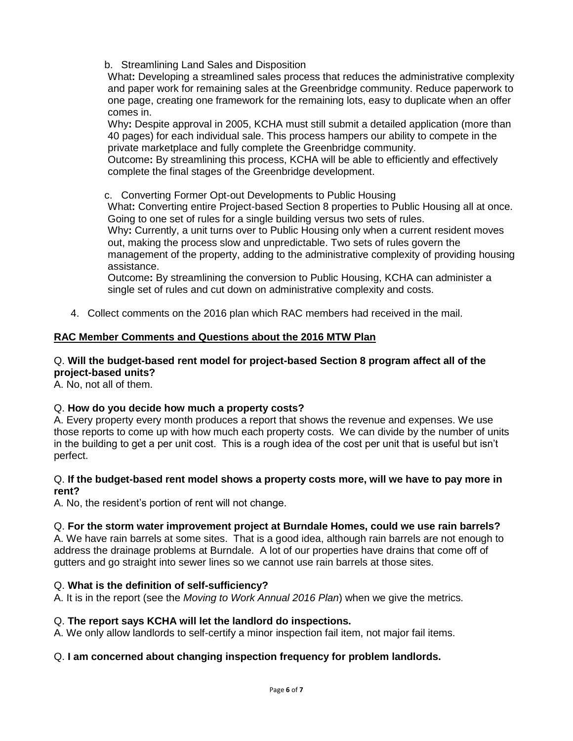b. Streamlining Land Sales and Disposition

What**:** Developing a streamlined sales process that reduces the administrative complexity and paper work for remaining sales at the Greenbridge community. Reduce paperwork to one page, creating one framework for the remaining lots, easy to duplicate when an offer comes in.

Why**:** Despite approval in 2005, KCHA must still submit a detailed application (more than 40 pages) for each individual sale. This process hampers our ability to compete in the private marketplace and fully complete the Greenbridge community.

Outcome**:** By streamlining this process, KCHA will be able to efficiently and effectively complete the final stages of the Greenbridge development.

c. Converting Former Opt-out Developments to Public Housing

What**:** Converting entire Project-based Section 8 properties to Public Housing all at once. Going to one set of rules for a single building versus two sets of rules.

Why**:** Currently, a unit turns over to Public Housing only when a current resident moves out, making the process slow and unpredictable. Two sets of rules govern the management of the property, adding to the administrative complexity of providing housing assistance.

Outcome**:** By streamlining the conversion to Public Housing, KCHA can administer a single set of rules and cut down on administrative complexity and costs.

4. Collect comments on the 2016 plan which RAC members had received in the mail.

**RAC Member Comments and Questions about the 2016 MTW Plan**

Q. **Will the budget-based rent model for project-based Section 8 program affect all of the project-based units?**

A. No, not all of them.

Q. **How do you decide how much a property costs?**

A. Every property every month produces a report that shows the revenue and expenses. We use those reports to come up with how much each property costs. We can divide by the number of units in the building to get a per unit cost. This is a rough idea of the cost per unit that is useful but isn't perfect.

Q. **If the budget-based rent model shows a property costs more, will we have to pay more in rent?**

A. No, the resident's portion of rent will not change.

Q. **For the storm water improvement project at Burndale Homes, could we use rain barrels?**

A. We have rain barrels at some sites. That is a good idea, although rain barrels are not enough to address the drainage problems at Burndale. A lot of our properties have drains that come off of gutters and go straight into sewer lines so we cannot use rain barrels at those sites.

Q. **What is the definition of self-sufficiency?**

A. It is in the report (see the *Moving to Work Annual 2016 Plan*) when we give the metrics.

Q. **The report says KCHA will let the landlord do inspections.**

A. We only allow landlords to self-certify a minor inspection fail item, not major fail items.

Q. **I am concerned about changing inspection frequency for problem landlords.**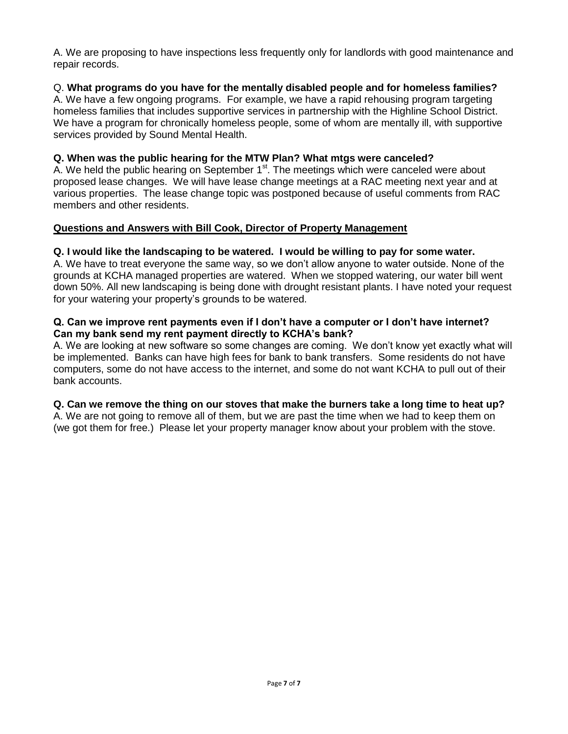A. We are proposing to have inspections less frequently only for landlords with good maintenance and repair records.

Q. **What programs do you have for the mentally disabled people and for homeless families?**
A. We have a few ongoing programs. For example, we have a rapid rehousing program targeting homeless families that includes supportive services in partnership with the Highline School District. We have a program for chronically homeless people, some of whom are mentally ill, with supportive services provided by Sound Mental Health.

**Q. When was the public hearing for the MTW Plan? What mtgs were canceled?**
A. We held the public hearing on September 1st. The meetings which were canceled were about proposed lease changes. We will have lease change meetings at a RAC meeting next year and at various properties. The lease change topic was postponed because of useful comments from RAC members and other residents.

## Questions and Answers with Bill Cook, Director of Property Management

**Q. I would like the landscaping to be watered. I would be willing to pay for some water.**
A. We have to treat everyone the same way, so we don't allow anyone to water outside. None of the grounds at KCHA managed properties are watered. When we stopped watering, our water bill went down 50%. All new landscaping is being done with drought resistant plants. I have noted your request for your watering your property's grounds to be watered.

**Q. Can we improve rent payments even if I don't have a computer or I don't have internet? Can my bank send my rent payment directly to KCHA's bank?**
A. We are looking at new software so some changes are coming. We don't know yet exactly what will be implemented. Banks can have high fees for bank to bank transfers. Some residents do not have computers, some do not have access to the internet, and some do not want KCHA to pull out of their bank accounts.

**Q. Can we remove the thing on our stoves that make the burners take a long time to heat up?**
A. We are not going to remove all of them, but we are past the time when we had to keep them on (we got them for free.) Please let your property manager know about your problem with the stove.